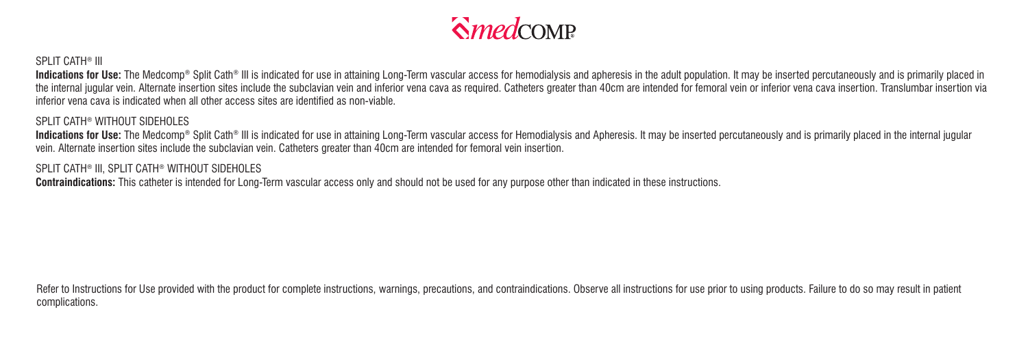SPLIT CATH® III

**Indications for Use:** The Medcomp® Split Cath® III is indicated for use in attaining Long-Term vascular access for hemodialysis and apheresis in the adult population. It may be inserted percutaneously and is primarily placed in the internal jugular vein. Alternate insertion sites include the subclavian vein and inferior vena cava as required. Catheters greater than 40cm are intended for femoral vein or inferior vena cava insertion. Translumbar insertion via inferior vena cava is indicated when all other access sites are identified as non-viable.

SPLIT CATH® WITHOUT SIDEHOLES

**Indications for Use:** The Medcomp® Split Cath® III is indicated for use in attaining Long-Term vascular access for Hemodialysis and Apheresis. It may be inserted percutaneously and is primarily placed in the internal jugular vein. Alternate insertion sites include the subclavian vein. Catheters greater than 40cm are intended for femoral vein insertion.

SPLIT CATH® III, SPLIT CATH® WITHOUT SIDEHOLES

**Contraindications:** This catheter is intended for Long-Term vascular access only and should not be used for any purpose other than indicated in these instructions.

Refer to Instructions for Use provided with the product for complete instructions, warnings, precautions, and contraindications. Observe all instructions for use prior to using products. Failure to do so may result in patient complications.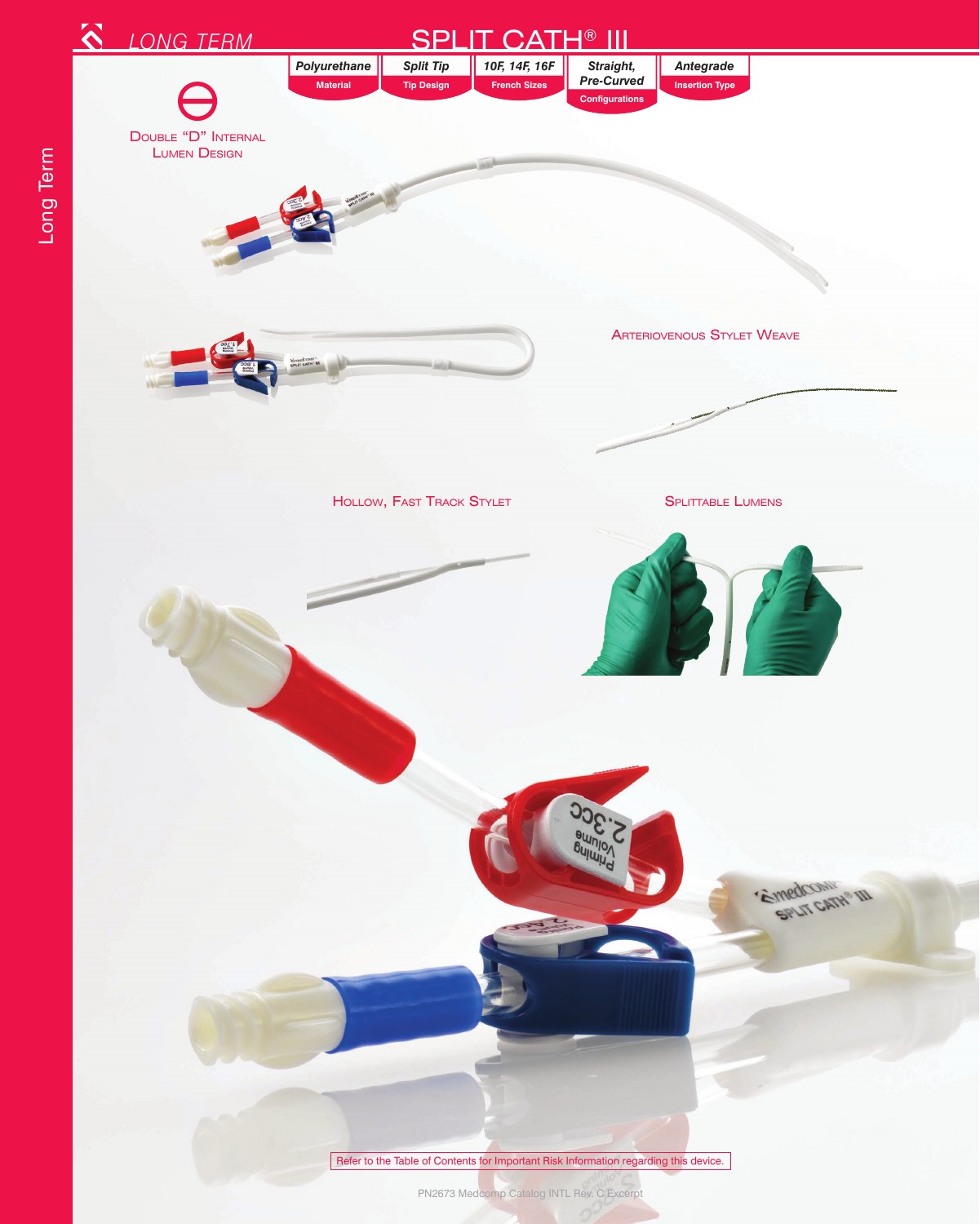# SPLIT CATH® III

LONG TERM

| Polyurethane | Split Tip | 10F, 14F, 16F | Straight, Pre-Curved | Antegrade |
|---|---|---|---|---|
| Material | Tip Design | French Sizes | Configurations | Insertion Type |

Double "D" Internal Lumen Design

Arteriovenous Stylet Weave

Hollow, Fast Track Stylet

Splittable Lumens

Refer to the Table of Contents for Important Risk Information regarding this device.

PN2673 Medcomp Catalog INTL Rev. C Excerpt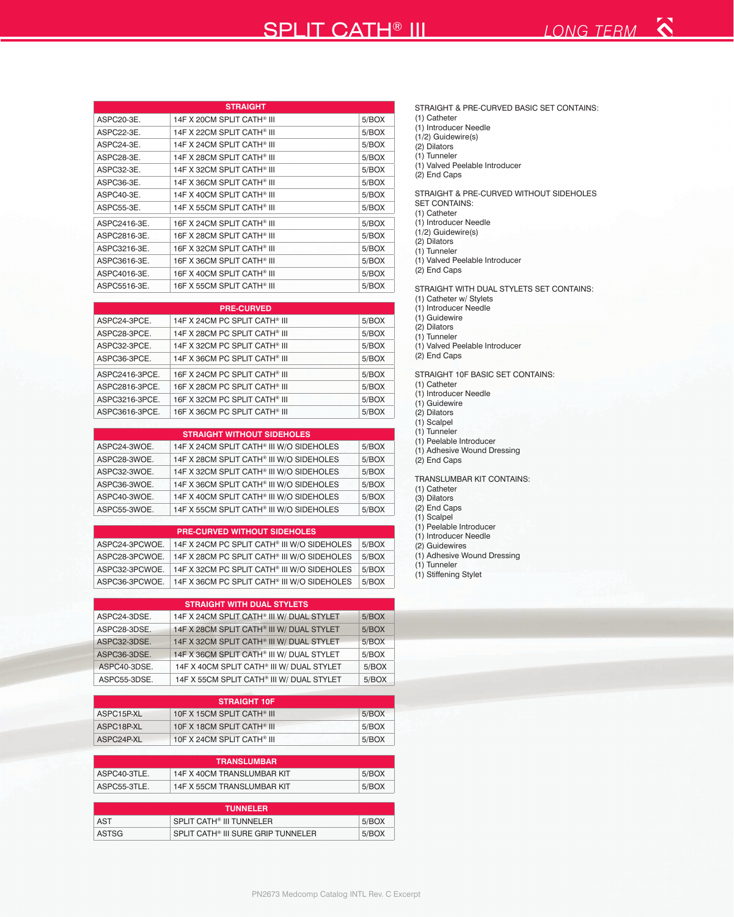# SPLIT CATH® III

*LONG TERM*

| STRAIGHT | | |
|---|---|---|
| ASPC20-3E. | 14F X 20CM SPLIT CATH® III | 5/BOX |
| ASPC22-3E. | 14F X 22CM SPLIT CATH® III | 5/BOX |
| ASPC24-3E. | 14F X 24CM SPLIT CATH® III | 5/BOX |
| ASPC28-3E. | 14F X 28CM SPLIT CATH® III | 5/BOX |
| ASPC32-3E. | 14F X 32CM SPLIT CATH® III | 5/BOX |
| ASPC36-3E. | 14F X 36CM SPLIT CATH® III | 5/BOX |
| ASPC40-3E. | 14F X 40CM SPLIT CATH® III | 5/BOX |
| ASPC55-3E. | 14F X 55CM SPLIT CATH® III | 5/BOX |
| ASPC2416-3E. | 16F X 24CM SPLIT CATH® III | 5/BOX |
| ASPC2816-3E. | 16F X 28CM SPLIT CATH® III | 5/BOX |
| ASPC3216-3E. | 16F X 32CM SPLIT CATH® III | 5/BOX |
| ASPC3616-3E. | 16F X 36CM SPLIT CATH® III | 5/BOX |
| ASPC4016-3E. | 16F X 40CM SPLIT CATH® III | 5/BOX |
| ASPC5516-3E. | 16F X 55CM SPLIT CATH® III | 5/BOX |

| PRE-CURVED | | |
|---|---|---|
| ASPC24-3PCE. | 14F X 24CM PC SPLIT CATH® III | 5/BOX |
| ASPC28-3PCE. | 14F X 28CM PC SPLIT CATH® III | 5/BOX |
| ASPC32-3PCE. | 14F X 32CM PC SPLIT CATH® III | 5/BOX |
| ASPC36-3PCE. | 14F X 36CM PC SPLIT CATH® III | 5/BOX |
| ASPC2416-3PCE. | 16F X 24CM PC SPLIT CATH® III | 5/BOX |
| ASPC2816-3PCE. | 16F X 28CM PC SPLIT CATH® III | 5/BOX |
| ASPC3216-3PCE. | 16F X 32CM PC SPLIT CATH® III | 5/BOX |
| ASPC3616-3PCE. | 16F X 36CM PC SPLIT CATH® III | 5/BOX |

| STRAIGHT WITHOUT SIDEHOLES | | |
|---|---|---|
| ASPC24-3WOE. | 14F X 24CM SPLIT CATH® III W/O SIDEHOLES | 5/BOX |
| ASPC28-3WOE. | 14F X 28CM SPLIT CATH® III W/O SIDEHOLES | 5/BOX |
| ASPC32-3WOE. | 14F X 32CM SPLIT CATH® III W/O SIDEHOLES | 5/BOX |
| ASPC36-3WOE. | 14F X 36CM SPLIT CATH® III W/O SIDEHOLES | 5/BOX |
| ASPC40-3WOE. | 14F X 40CM SPLIT CATH® III W/O SIDEHOLES | 5/BOX |
| ASPC55-3WOE. | 14F X 55CM SPLIT CATH® III W/O SIDEHOLES | 5/BOX |

| PRE-CURVED WITHOUT SIDEHOLES | | |
|---|---|---|
| ASPC24-3PCWOE. | 14F X 24CM PC SPLIT CATH® III W/O SIDEHOLES | 5/BOX |
| ASPC28-3PCWOE. | 14F X 28CM PC SPLIT CATH® III W/O SIDEHOLES | 5/BOX |
| ASPC32-3PCWOE. | 14F X 32CM PC SPLIT CATH® III W/O SIDEHOLES | 5/BOX |
| ASPC36-3PCWOE. | 14F X 36CM PC SPLIT CATH® III W/O SIDEHOLES | 5/BOX |

| STRAIGHT WITH DUAL STYLETS | | |
|---|---|---|
| ASPC24-3DSE. | 14F X 24CM SPLIT CATH® III W/ DUAL STYLET | 5/BOX |
| ASPC28-3DSE. | 14F X 28CM SPLIT CATH® III W/ DUAL STYLET | 5/BOX |
| ASPC32-3DSE. | 14F X 32CM SPLIT CATH® III W/ DUAL STYLET | 5/BOX |
| ASPC36-3DSE. | 14F X 36CM SPLIT CATH® III W/ DUAL STYLET | 5/BOX |
| ASPC40-3DSE. | 14F X 40CM SPLIT CATH® III W/ DUAL STYLET | 5/BOX |
| ASPC55-3DSE. | 14F X 55CM SPLIT CATH® III W/ DUAL STYLET | 5/BOX |

| STRAIGHT 10F | | |
|---|---|---|
| ASPC15P-XL | 10F X 15CM SPLIT CATH® III | 5/BOX |
| ASPC18P-XL | 10F X 18CM SPLIT CATH® III | 5/BOX |
| ASPC24P-XL | 10F X 24CM SPLIT CATH® III | 5/BOX |

| TRANSLUMBAR | | |
|---|---|---|
| ASPC40-3TLE. | 14F X 40CM TRANSLUMBAR KIT | 5/BOX |
| ASPC55-3TLE. | 14F X 55CM TRANSLUMBAR KIT | 5/BOX |

| TUNNEVER | | |
|---|---|---|
| AST | SPLIT CATH® III TUNNELER | 5/BOX |
| ASTSG | SPLIT CATH® III SURE GRIP TUNNELER | 5/BOX |

STRAIGHT & PRE-CURVED BASIC SET CONTAINS:
(1) Catheter
(1) Introducer Needle
(1/2) Guidewire(s)
(2) Dilators
(1) Tunneler
(1) Valved Peelable Introducer
(2) End Caps

STRAIGHT & PRE-CURVED WITHOUT SIDEHOLES SET CONTAINS:
(1) Catheter
(1) Introducer Needle
(1/2) Guidewire(s)
(2) Dilators
(1) Tunneler
(1) Valved Peelable Introducer
(2) End Caps

STRAIGHT WITH DUAL STYLETS SET CONTAINS:
(1) Catheter w/ Stylets
(1) Introducer Needle
(1) Guidewire
(2) Dilators
(1) Tunneler
(1) Valved Peelable Introducer
(2) End Caps

STRAIGHT 10F BASIC SET CONTAINS:
(1) Catheter
(1) Introducer Needle
(1) Guidewire
(2) Dilators
(1) Scalpel
(1) Tunneler
(1) Peelable Introducer
(1) Adhesive Wound Dressing
(2) End Caps

TRANSLUMBAR KIT CONTAINS:
(1) Catheter
(3) Dilators
(2) End Caps
(1) Scalpel
(1) Peelable Introducer
(1) Introducer Needle
(2) Guidewires
(1) Adhesive Wound Dressing
(1) Tunneler
(1) Stiffening Stylet

PN2673 Medcomp Catalog INTL Rev. C Excerpt